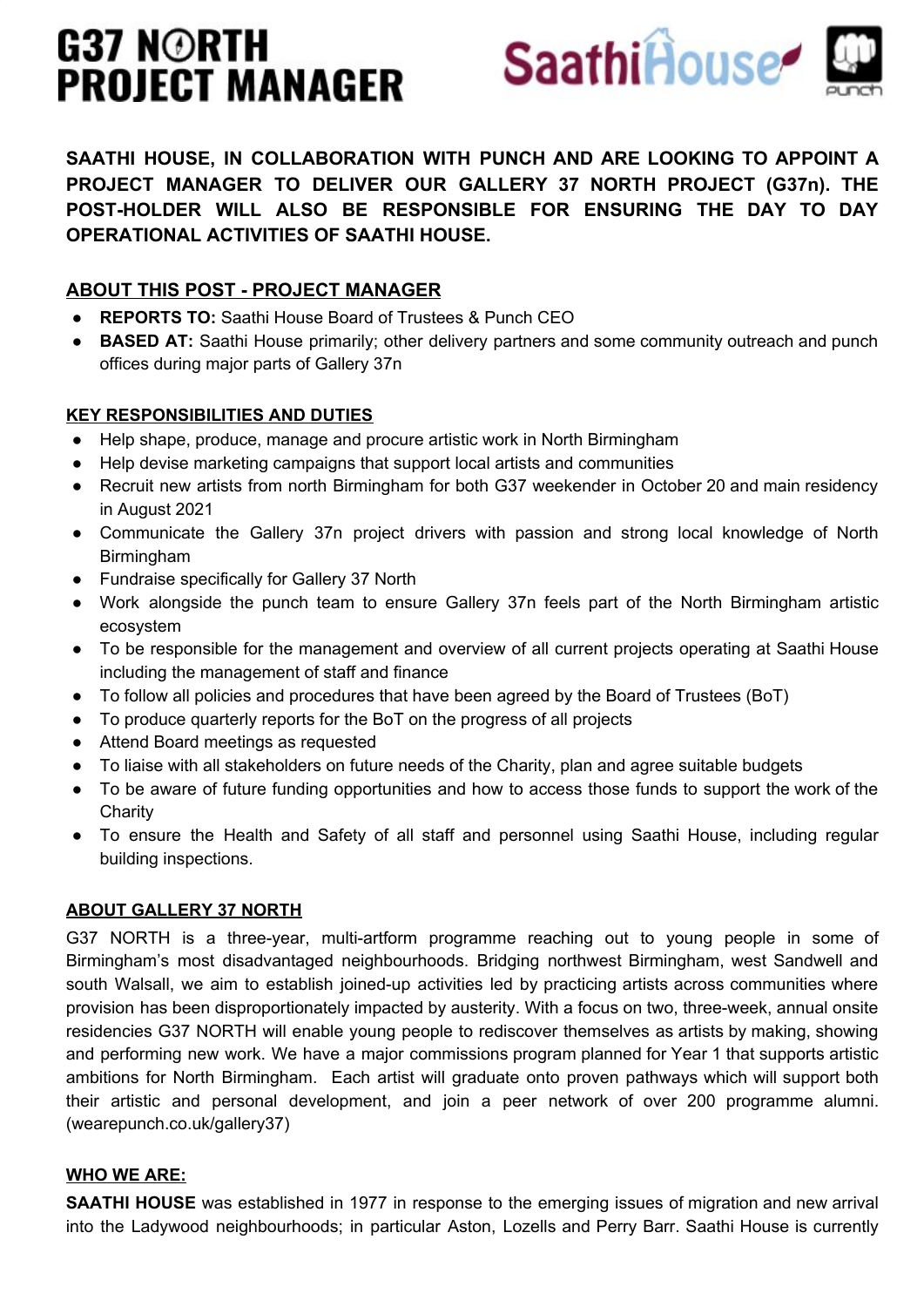# G37 NORTH PROJECT MANAGER

**SAATHI HOUSE, IN COLLABORATION WITH PUNCH AND ARE LOOKING TO APPOINT A PROJECT MANAGER TO DELIVER OUR GALLERY 37 NORTH PROJECT (G37n). THE POST-HOLDER WILL ALSO BE RESPONSIBLE FOR ENSURING THE DAY TO DAY OPERATIONAL ACTIVITIES OF SAATHI HOUSE.**

## ABOUT THIS POST - PROJECT MANAGER

- **REPORTS TO:** Saathi House Board of Trustees & Punch CEO
- **BASED AT:** Saathi House primarily; other delivery partners and some community outreach and punch offices during major parts of Gallery 37n

## KEY RESPONSIBILITIES AND DUTIES

- Help shape, produce, manage and procure artistic work in North Birmingham
- Help devise marketing campaigns that support local artists and communities
- Recruit new artists from north Birmingham for both G37 weekender in October 20 and main residency in August 2021
- Communicate the Gallery 37n project drivers with passion and strong local knowledge of North Birmingham
- Fundraise specifically for Gallery 37 North
- Work alongside the punch team to ensure Gallery 37n feels part of the North Birmingham artistic ecosystem
- To be responsible for the management and overview of all current projects operating at Saathi House including the management of staff and finance
- To follow all policies and procedures that have been agreed by the Board of Trustees (BoT)
- To produce quarterly reports for the BoT on the progress of all projects
- Attend Board meetings as requested
- To liaise with all stakeholders on future needs of the Charity, plan and agree suitable budgets
- To be aware of future funding opportunities and how to access those funds to support the work of the Charity
- To ensure the Health and Safety of all staff and personnel using Saathi House, including regular building inspections.

## ABOUT GALLERY 37 NORTH

G37 NORTH is a three-year, multi-artform programme reaching out to young people in some of Birmingham's most disadvantaged neighbourhoods. Bridging northwest Birmingham, west Sandwell and south Walsall, we aim to establish joined-up activities led by practicing artists across communities where provision has been disproportionately impacted by austerity. With a focus on two, three-week, annual onsite residencies G37 NORTH will enable young people to rediscover themselves as artists by making, showing and performing new work. We have a major commissions program planned for Year 1 that supports artistic ambitions for North Birmingham. Each artist will graduate onto proven pathways which will support both their artistic and personal development, and join a peer network of over 200 programme alumni. (wearepunch.co.uk/gallery37)

## WHO WE ARE:

**SAATHI HOUSE** was established in 1977 in response to the emerging issues of migration and new arrival into the Ladywood neighbourhoods; in particular Aston, Lozells and Perry Barr. Saathi House is currently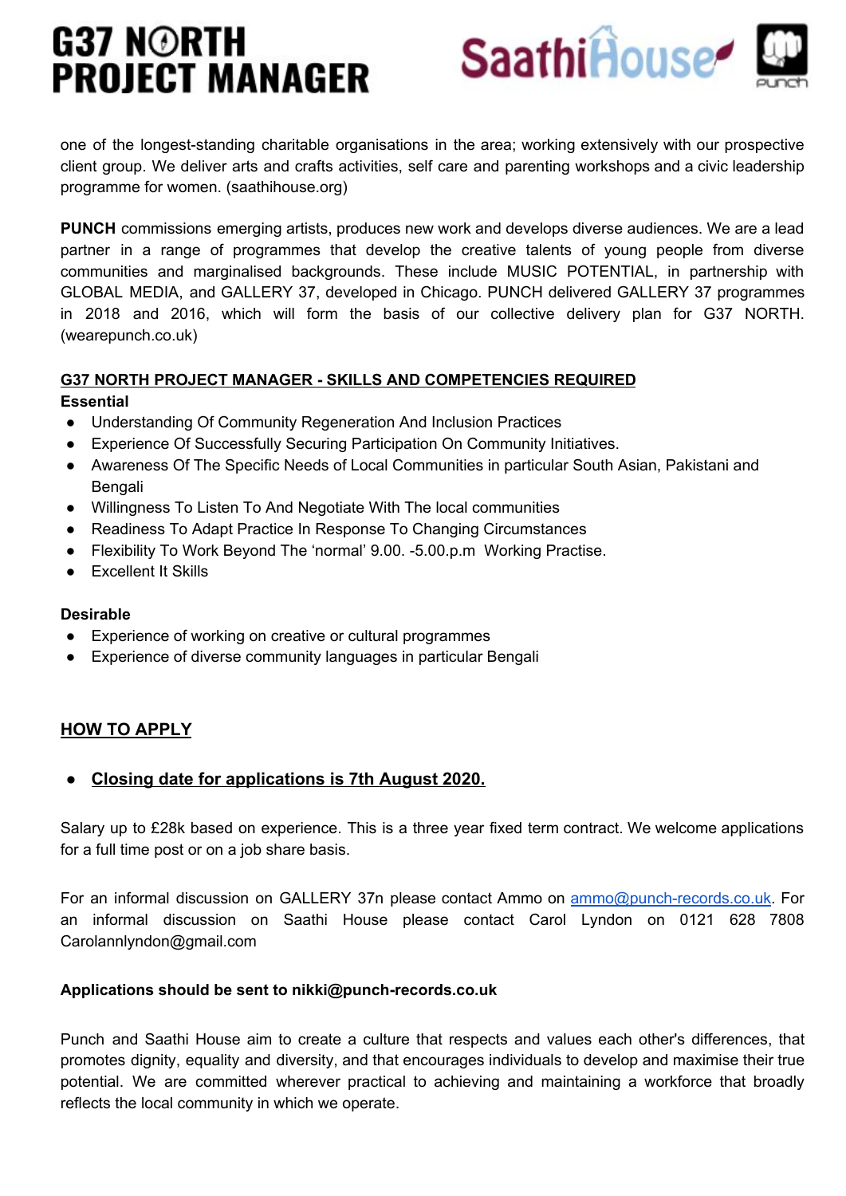# G37 NORTH PROJECT MANAGER

one of the longest-standing charitable organisations in the area; working extensively with our prospective client group. We deliver arts and crafts activities, self care and parenting workshops and a civic leadership programme for women. (saathihouse.org)

**PUNCH** commissions emerging artists, produces new work and develops diverse audiences. We are a lead partner in a range of programmes that develop the creative talents of young people from diverse communities and marginalised backgrounds. These include MUSIC POTENTIAL, in partnership with GLOBAL MEDIA, and GALLERY 37, developed in Chicago. PUNCH delivered GALLERY 37 programmes in 2018 and 2016, which will form the basis of our collective delivery plan for G37 NORTH. (wearepunch.co.uk)

## G37 NORTH PROJECT MANAGER - SKILLS AND COMPETENCIES REQUIRED

**Essential**

- Understanding Of Community Regeneration And Inclusion Practices
- Experience Of Successfully Securing Participation On Community Initiatives.
- Awareness Of The Specific Needs of Local Communities in particular South Asian, Pakistani and Bengali
- Willingness To Listen To And Negotiate With The local communities
- Readiness To Adapt Practice In Response To Changing Circumstances
- Flexibility To Work Beyond The 'normal' 9.00. -5.00.p.m Working Practise.
- Excellent It Skills

**Desirable**

- Experience of working on creative or cultural programmes
- Experience of diverse community languages in particular Bengali

## HOW TO APPLY

- **Closing date for applications is 7th August 2020.**

Salary up to £28k based on experience. This is a three year fixed term contract. We welcome applications for a full time post or on a job share basis.

For an informal discussion on GALLERY 37n please contact Ammo on ammo@punch-records.co.uk. For an informal discussion on Saathi House please contact Carol Lyndon on 0121 628 7808 Carolannlyndon@gmail.com

**Applications should be sent to nikki@punch-records.co.uk**

Punch and Saathi House aim to create a culture that respects and values each other's differences, that promotes dignity, equality and diversity, and that encourages individuals to develop and maximise their true potential. We are committed wherever practical to achieving and maintaining a workforce that broadly reflects the local community in which we operate.